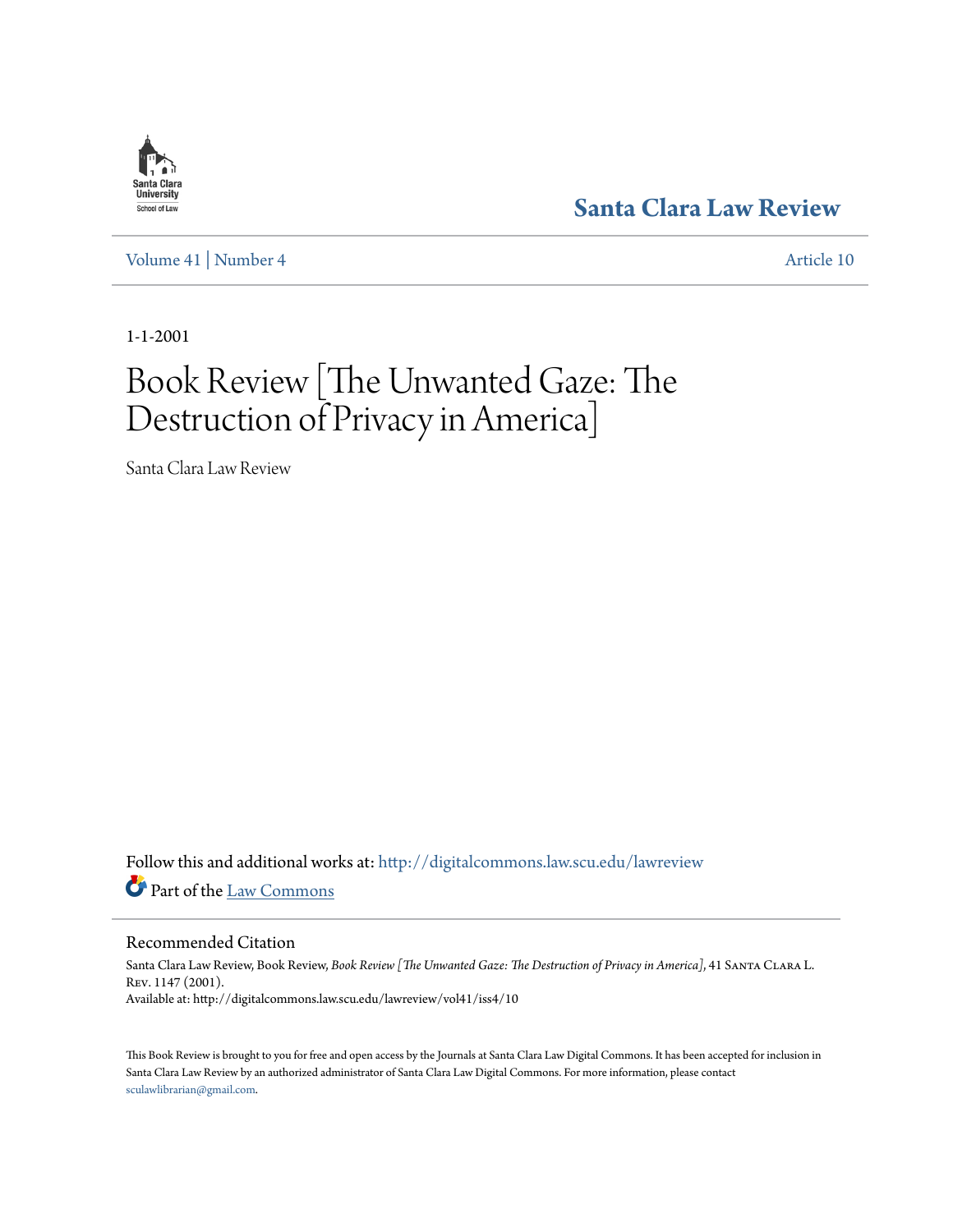Santa Clara Law Review

Volume 41 | Number 4

Article 10

1-1-2001

# Book Review [The Unwanted Gaze: The Destruction of Privacy in America]

Santa Clara Law Review

Follow this and additional works at: http://digitalcommons.law.scu.edu/lawreview

Part of the Law Commons

## Recommended Citation

Santa Clara Law Review, Book Review, *Book Review [The Unwanted Gaze: The Destruction of Privacy in America]*, 41 SANTA CLARA L. REV. 1147 (2001).
Available at: http://digitalcommons.law.scu.edu/lawreview/vol41/iss4/10

This Book Review is brought to you for free and open access by the Journals at Santa Clara Law Digital Commons. It has been accepted for inclusion in Santa Clara Law Review by an authorized administrator of Santa Clara Law Digital Commons. For more information, please contact sculawlibrarian@gmail.com.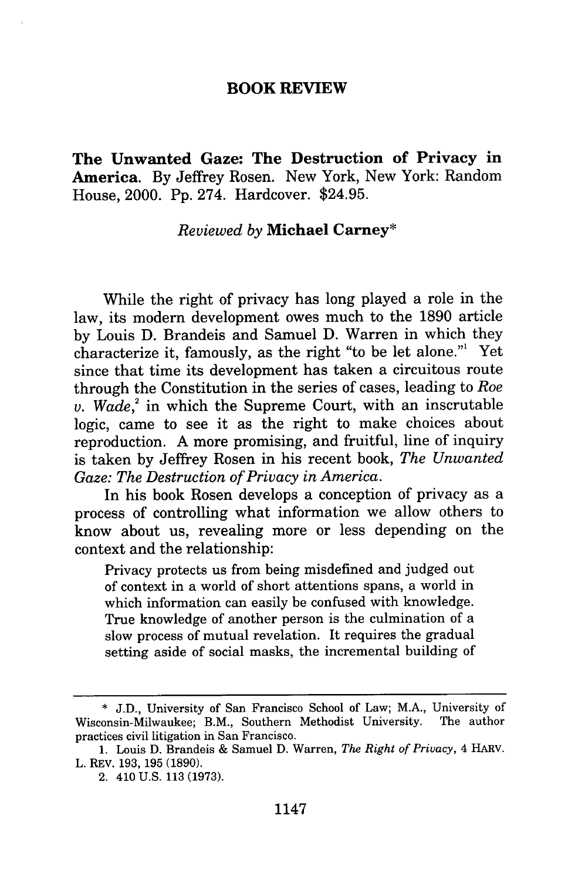## BOOK REVIEW

**The Unwanted Gaze: The Destruction of Privacy in America.** By Jeffrey Rosen. New York, New York: Random House, 2000. Pp. 274. Hardcover. $24.95.

*Reviewed by* **Michael Carney***

While the right of privacy has long played a role in the law, its modern development owes much to the 1890 article by Louis D. Brandeis and Samuel D. Warren in which they characterize it, famously, as the right "to be let alone."[1] Yet since that time its development has taken a circuitous route through the Constitution in the series of cases, leading to *Roe v. Wade*,[2] in which the Supreme Court, with an inscrutable logic, came to see it as the right to make choices about reproduction. A more promising, and fruitful, line of inquiry is taken by Jeffrey Rosen in his recent book, *The Unwanted Gaze: The Destruction of Privacy in America*.

In his book Rosen develops a conception of privacy as a process of controlling what information we allow others to know about us, revealing more or less depending on the context and the relationship:

> Privacy protects us from being misdefined and judged out of context in a world of short attentions spans, a world in which information can easily be confused with knowledge. True knowledge of another person is the culmination of a slow process of mutual revelation. It requires the gradual setting aside of social masks, the incremental building of

---

\* J.D., University of San Francisco School of Law; M.A., University of Wisconsin-Milwaukee; B.M., Southern Methodist University. The author practices civil litigation in San Francisco.

1. Louis D. Brandeis & Samuel D. Warren, *The Right of Privacy*, 4 HARV. L. REV. 193, 195 (1890).

2. 410 U.S. 113 (1973).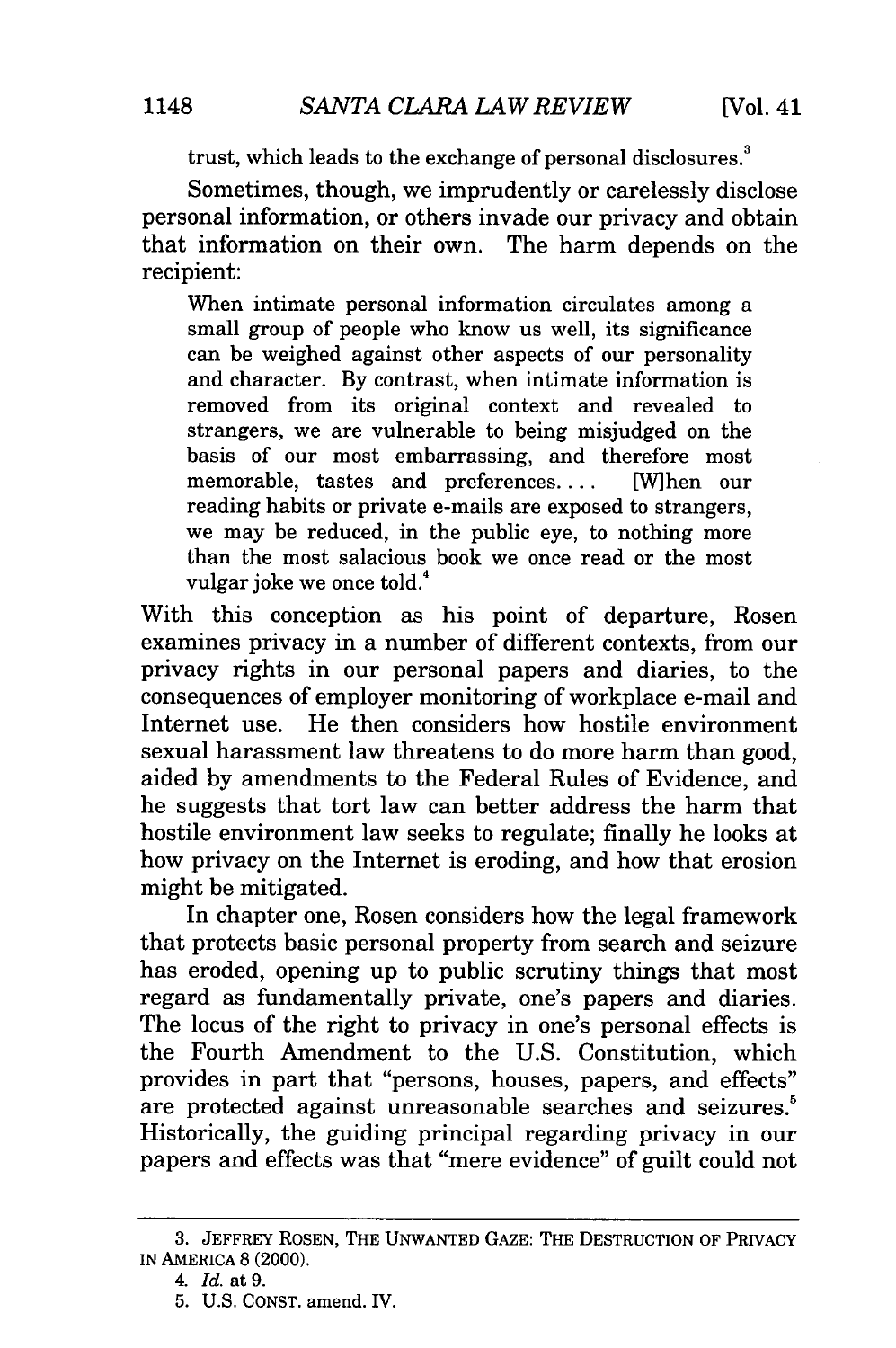trust, which leads to the exchange of personal disclosures.[3]

Sometimes, though, we imprudently or carelessly disclose personal information, or others invade our privacy and obtain that information on their own. The harm depends on the recipient:

> When intimate personal information circulates among a small group of people who know us well, its significance can be weighed against other aspects of our personality and character. By contrast, when intimate information is removed from its original context and revealed to strangers, we are vulnerable to being misjudged on the basis of our most embarrassing, and therefore most memorable, tastes and preferences. . . . [W]hen our reading habits or private e-mails are exposed to strangers, we may be reduced, in the public eye, to nothing more than the most salacious book we once read or the most vulgar joke we once told.[4]

With this conception as his point of departure, Rosen examines privacy in a number of different contexts, from our privacy rights in our personal papers and diaries, to the consequences of employer monitoring of workplace e-mail and Internet use. He then considers how hostile environment sexual harassment law threatens to do more harm than good, aided by amendments to the Federal Rules of Evidence, and he suggests that tort law can better address the harm that hostile environment law seeks to regulate; finally he looks at how privacy on the Internet is eroding, and how that erosion might be mitigated.

In chapter one, Rosen considers how the legal framework that protects basic personal property from search and seizure has eroded, opening up to public scrutiny things that most regard as fundamentally private, one's papers and diaries. The locus of the right to privacy in one's personal effects is the Fourth Amendment to the U.S. Constitution, which provides in part that "persons, houses, papers, and effects" are protected against unreasonable searches and seizures.[5] Historically, the guiding principal regarding privacy in our papers and effects was that "mere evidence" of guilt could not

---

3. JEFFREY ROSEN, THE UNWANTED GAZE: THE DESTRUCTION OF PRIVACY IN AMERICA 8 (2000).

4. *Id.* at 9.

5. U.S. CONST. amend. IV.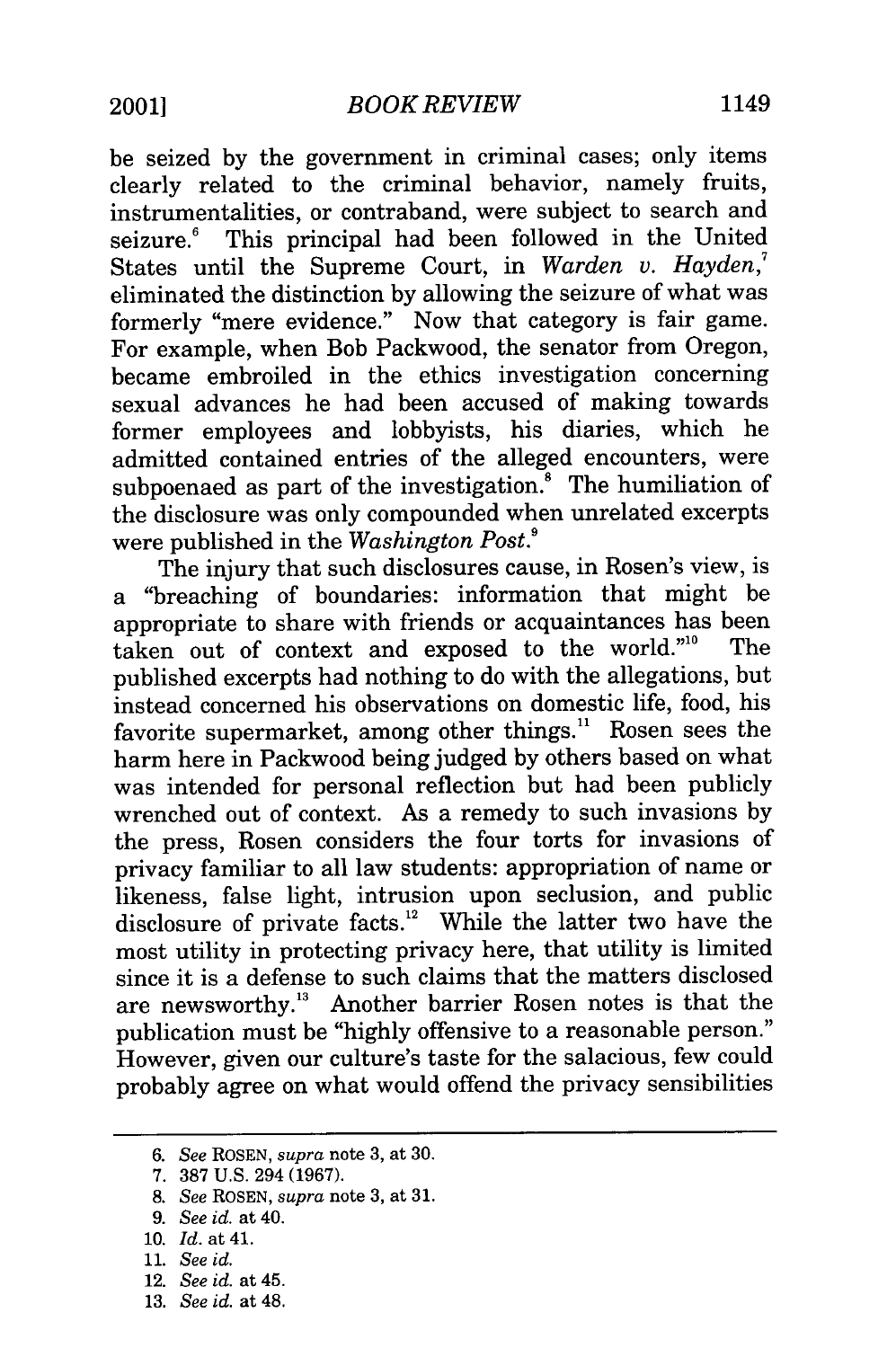be seized by the government in criminal cases; only items clearly related to the criminal behavior, namely fruits, instrumentalities, or contraband, were subject to search and seizure.[6] This principal had been followed in the United States until the Supreme Court, in *Warden v. Hayden*,[7] eliminated the distinction by allowing the seizure of what was formerly "mere evidence." Now that category is fair game. For example, when Bob Packwood, the senator from Oregon, became embroiled in the ethics investigation concerning sexual advances he had been accused of making towards former employees and lobbyists, his diaries, which he admitted contained entries of the alleged encounters, were subpoenaed as part of the investigation.[8] The humiliation of the disclosure was only compounded when unrelated excerpts were published in the *Washington Post*.[9]

The injury that such disclosures cause, in Rosen's view, is a "breaching of boundaries: information that might be appropriate to share with friends or acquaintances has been taken out of context and exposed to the world."[10] The published excerpts had nothing to do with the allegations, but instead concerned his observations on domestic life, food, his favorite supermarket, among other things.[11] Rosen sees the harm here in Packwood being judged by others based on what was intended for personal reflection but had been publicly wrenched out of context. As a remedy to such invasions by the press, Rosen considers the four torts for invasions of privacy familiar to all law students: appropriation of name or likeness, false light, intrusion upon seclusion, and public disclosure of private facts.[12] While the latter two have the most utility in protecting privacy here, that utility is limited since it is a defense to such claims that the matters disclosed are newsworthy.[13] Another barrier Rosen notes is that the publication must be "highly offensive to a reasonable person." However, given our culture's taste for the salacious, few could probably agree on what would offend the privacy sensibilities

---

6. *See* ROSEN, *supra* note 3, at 30.
7. 387 U.S. 294 (1967).
8. *See* ROSEN, *supra* note 3, at 31.
9. *See id.* at 40.
10. *Id.* at 41.
11. *See id.*
12. *See id.* at 45.
13. *See id.* at 48.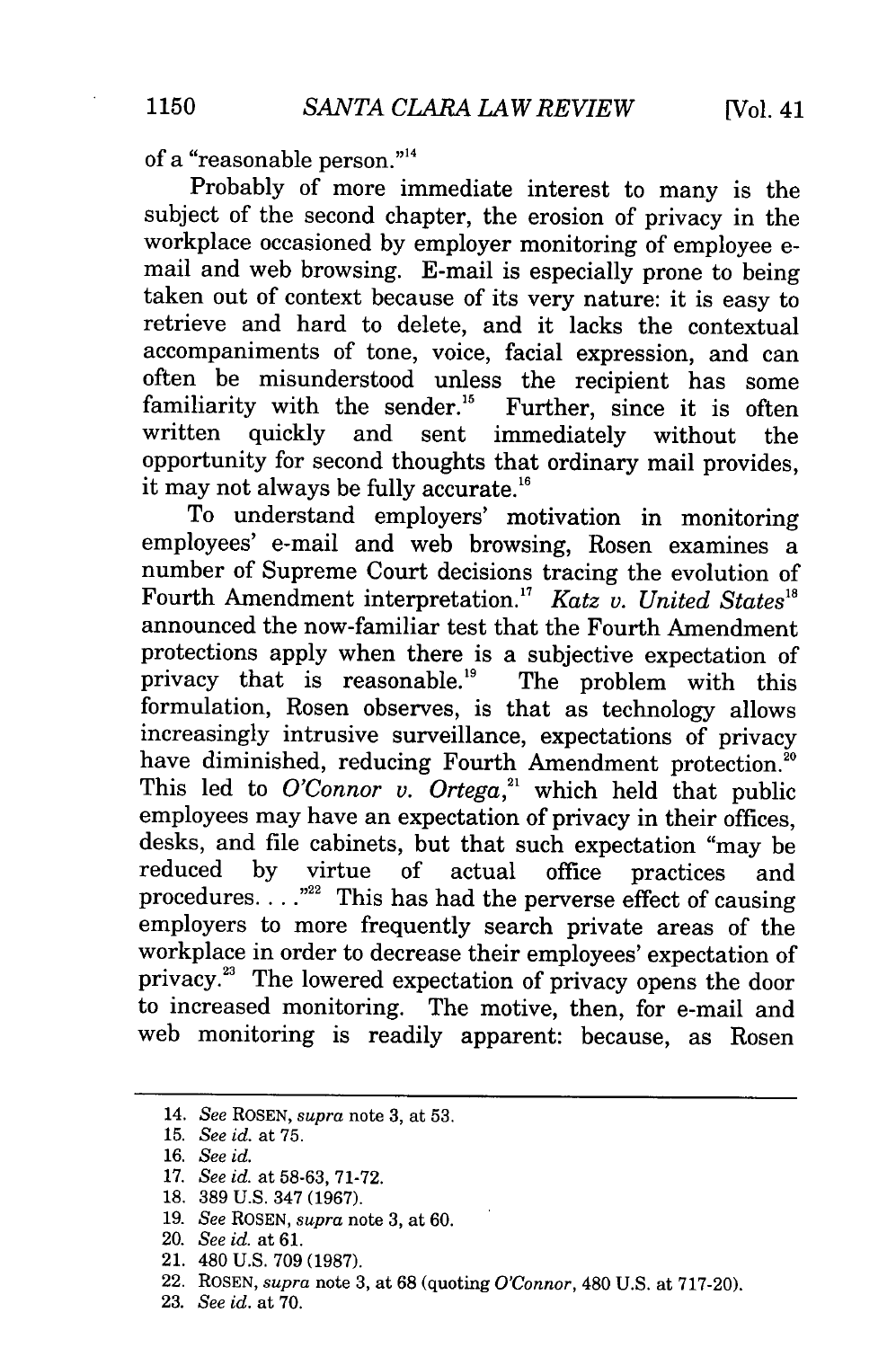of a "reasonable person."[14]

Probably of more immediate interest to many is the subject of the second chapter, the erosion of privacy in the workplace occasioned by employer monitoring of employee e-mail and web browsing. E-mail is especially prone to being taken out of context because of its very nature: it is easy to retrieve and hard to delete, and it lacks the contextual accompaniments of tone, voice, facial expression, and can often be misunderstood unless the recipient has some familiarity with the sender.[15] Further, since it is often written quickly and sent immediately without the opportunity for second thoughts that ordinary mail provides, it may not always be fully accurate.[16]

To understand employers' motivation in monitoring employees' e-mail and web browsing, Rosen examines a number of Supreme Court decisions tracing the evolution of Fourth Amendment interpretation.[17] *Katz v. United States*[18] announced the now-familiar test that the Fourth Amendment protections apply when there is a subjective expectation of privacy that is reasonable.[19] The problem with this formulation, Rosen observes, is that as technology allows increasingly intrusive surveillance, expectations of privacy have diminished, reducing Fourth Amendment protection.[20] This led to *O'Connor v. Ortega*,[21] which held that public employees may have an expectation of privacy in their offices, desks, and file cabinets, but that such expectation "may be reduced by virtue of actual office practices and procedures. . . ."[22] This has had the perverse effect of causing employers to more frequently search private areas of the workplace in order to decrease their employees' expectation of privacy.[23] The lowered expectation of privacy opens the door to increased monitoring. The motive, then, for e-mail and web monitoring is readily apparent: because, as Rosen

---

14. *See* ROSEN, *supra* note 3, at 53.
15. *See id.* at 75.
16. *See id.*
17. *See id.* at 58-63, 71-72.
18. 389 U.S. 347 (1967).
19. *See* ROSEN, *supra* note 3, at 60.
20. *See id.* at 61.
21. 480 U.S. 709 (1987).
22. ROSEN, *supra* note 3, at 68 (quoting *O'Connor*, 480 U.S. at 717-20).
23. *See id.* at 70.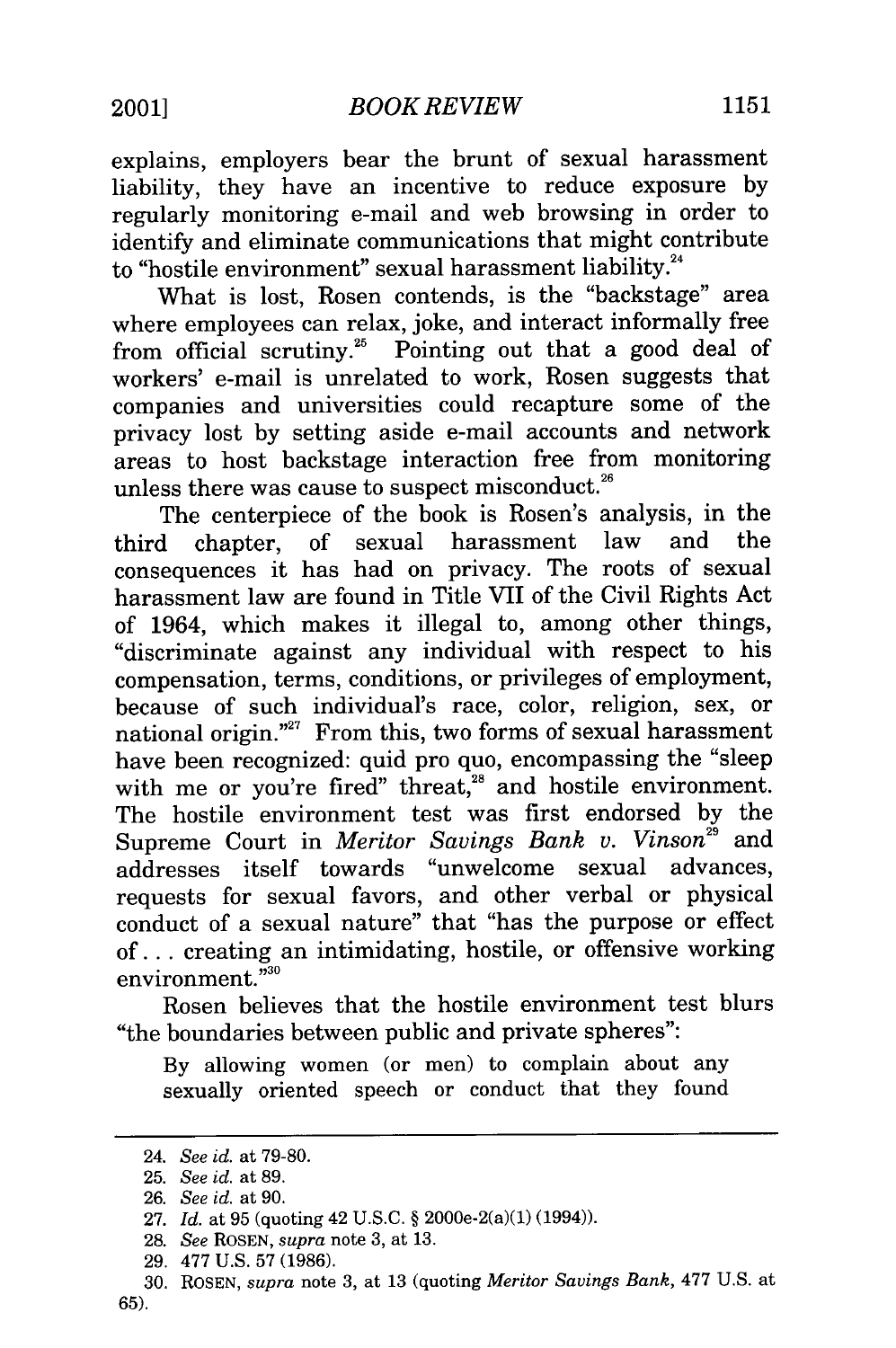explains, employers bear the brunt of sexual harassment liability, they have an incentive to reduce exposure by regularly monitoring e-mail and web browsing in order to identify and eliminate communications that might contribute to "hostile environment" sexual harassment liability.[24]

What is lost, Rosen contends, is the "backstage" area where employees can relax, joke, and interact informally free from official scrutiny.[25] Pointing out that a good deal of workers' e-mail is unrelated to work, Rosen suggests that companies and universities could recapture some of the privacy lost by setting aside e-mail accounts and network areas to host backstage interaction free from monitoring unless there was cause to suspect misconduct.[26]

The centerpiece of the book is Rosen's analysis, in the third chapter, of sexual harassment law and the consequences it has had on privacy. The roots of sexual harassment law are found in Title VII of the Civil Rights Act of 1964, which makes it illegal to, among other things, "discriminate against any individual with respect to his compensation, terms, conditions, or privileges of employment, because of such individual's race, color, religion, sex, or national origin."[27] From this, two forms of sexual harassment have been recognized: quid pro quo, encompassing the "sleep with me or you're fired" threat,[28] and hostile environment. The hostile environment test was first endorsed by the Supreme Court in *Meritor Savings Bank v. Vinson*[29] and addresses itself towards "unwelcome sexual advances, requests for sexual favors, and other verbal or physical conduct of a sexual nature" that "has the purpose or effect of . . . creating an intimidating, hostile, or offensive working environment."[30]

Rosen believes that the hostile environment test blurs "the boundaries between public and private spheres":

> By allowing women (or men) to complain about any sexually oriented speech or conduct that they found

---

24. *See id.* at 79-80.

25. *See id.* at 89.

26. *See id.* at 90.

27. *Id.* at 95 (quoting 42 U.S.C. § 2000e-2(a)(1) (1994)).

28. *See* ROSEN, *supra* note 3, at 13.

29. 477 U.S. 57 (1986).

30. ROSEN, *supra* note 3, at 13 (quoting *Meritor Savings Bank*, 477 U.S. at 65).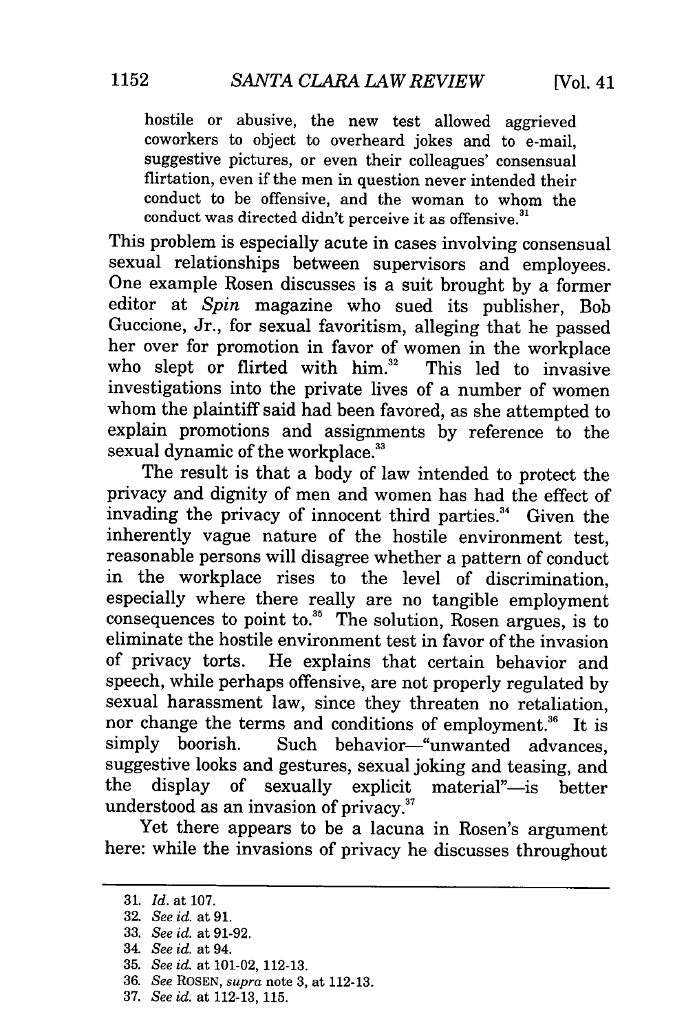> hostile or abusive, the new test allowed aggrieved coworkers to object to overheard jokes and to e-mail, suggestive pictures, or even their colleagues' consensual flirtation, even if the men in question never intended their conduct to be offensive, and the woman to whom the conduct was directed didn't perceive it as offensive.[31]

This problem is especially acute in cases involving consensual sexual relationships between supervisors and employees. One example Rosen discusses is a suit brought by a former editor at *Spin* magazine who sued its publisher, Bob Guccione, Jr., for sexual favoritism, alleging that he passed her over for promotion in favor of women in the workplace who slept or flirted with him.[32] This led to invasive investigations into the private lives of a number of women whom the plaintiff said had been favored, as she attempted to explain promotions and assignments by reference to the sexual dynamic of the workplace.[33]

The result is that a body of law intended to protect the privacy and dignity of men and women has had the effect of invading the privacy of innocent third parties.[34] Given the inherently vague nature of the hostile environment test, reasonable persons will disagree whether a pattern of conduct in the workplace rises to the level of discrimination, especially where there really are no tangible employment consequences to point to.[35] The solution, Rosen argues, is to eliminate the hostile environment test in favor of the invasion of privacy torts. He explains that certain behavior and speech, while perhaps offensive, are not properly regulated by sexual harassment law, since they threaten no retaliation, nor change the terms and conditions of employment.[36] It is simply boorish. Such behavior—"unwanted advances, suggestive looks and gestures, sexual joking and teasing, and the display of sexually explicit material"—is better understood as an invasion of privacy.[37]

Yet there appears to be a lacuna in Rosen's argument here: while the invasions of privacy he discusses throughout

---

31. *Id.* at 107.
32. *See id.* at 91.
33. *See id.* at 91-92.
34. *See id.* at 94.
35. *See id.* at 101-02, 112-13.
36. *See* ROSEN, *supra* note 3, at 112-13.
37. *See id.* at 112-13, 115.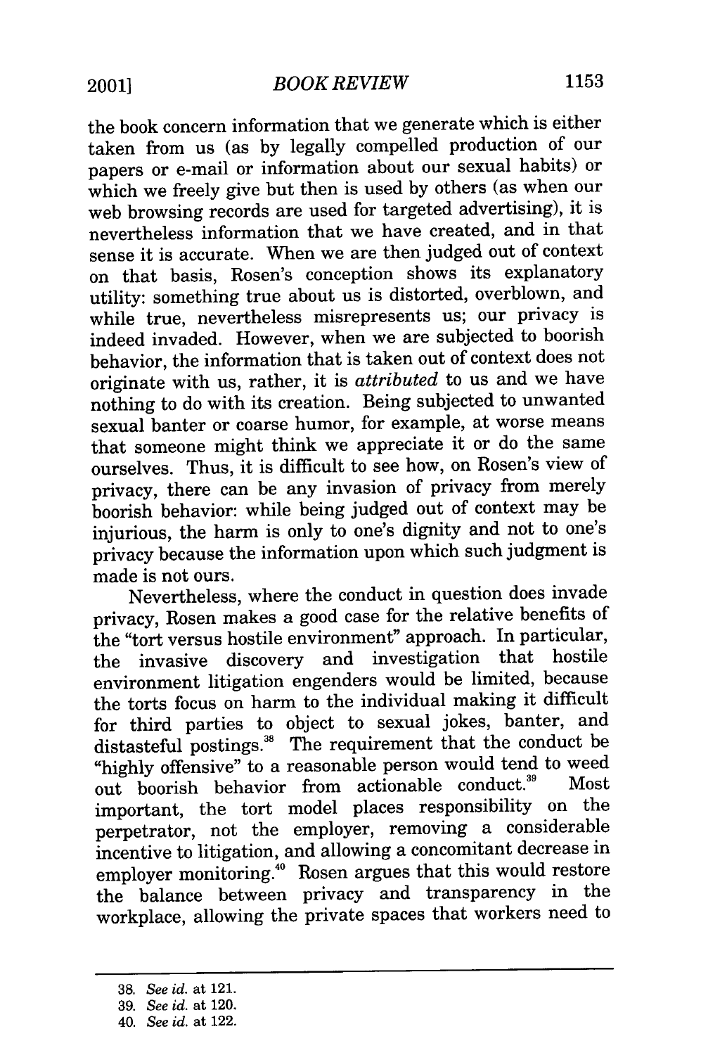the book concern information that we generate which is either taken from us (as by legally compelled production of our papers or e-mail or information about our sexual habits) or which we freely give but then is used by others (as when our web browsing records are used for targeted advertising), it is nevertheless information that we have created, and in that sense it is accurate. When we are then judged out of context on that basis, Rosen's conception shows its explanatory utility: something true about us is distorted, overblown, and while true, nevertheless misrepresents us; our privacy is indeed invaded. However, when we are subjected to boorish behavior, the information that is taken out of context does not originate with us, rather, it is *attributed* to us and we have nothing to do with its creation. Being subjected to unwanted sexual banter or coarse humor, for example, at worse means that someone might think we appreciate it or do the same ourselves. Thus, it is difficult to see how, on Rosen's view of privacy, there can be any invasion of privacy from merely boorish behavior: while being judged out of context may be injurious, the harm is only to one's dignity and not to one's privacy because the information upon which such judgment is made is not ours.

Nevertheless, where the conduct in question does invade privacy, Rosen makes a good case for the relative benefits of the "tort versus hostile environment" approach. In particular, the invasive discovery and investigation that hostile environment litigation engenders would be limited, because the torts focus on harm to the individual making it difficult for third parties to object to sexual jokes, banter, and distasteful postings.[38] The requirement that the conduct be "highly offensive" to a reasonable person would tend to weed out boorish behavior from actionable conduct.[39] Most important, the tort model places responsibility on the perpetrator, not the employer, removing a considerable incentive to litigation, and allowing a concomitant decrease in employer monitoring.[40] Rosen argues that this would restore the balance between privacy and transparency in the workplace, allowing the private spaces that workers need to

---

38. *See id.* at 121.

39. *See id.* at 120.

40. *See id.* at 122.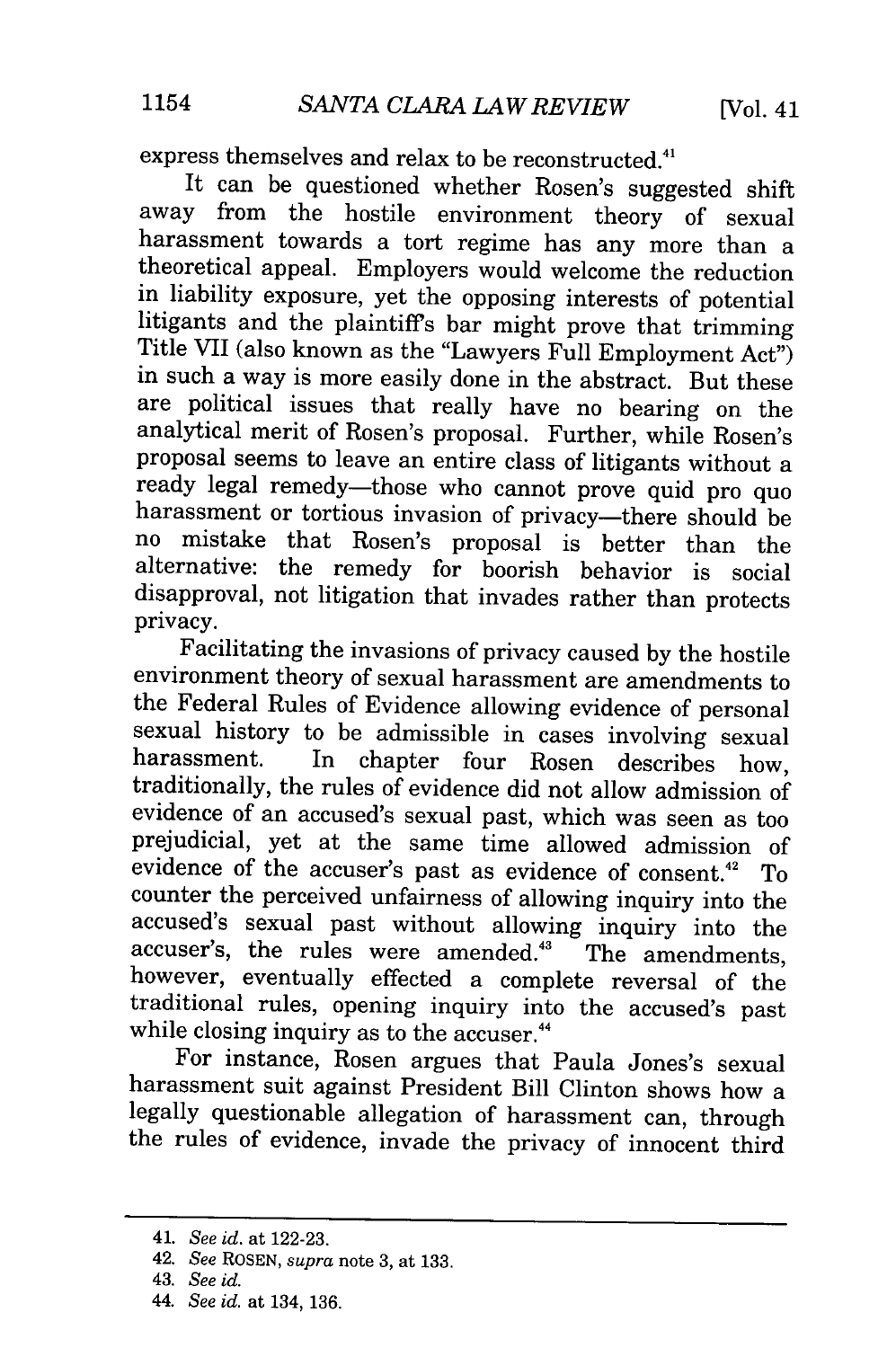express themselves and relax to be reconstructed.[41]

It can be questioned whether Rosen's suggested shift away from the hostile environment theory of sexual harassment towards a tort regime has any more than a theoretical appeal. Employers would welcome the reduction in liability exposure, yet the opposing interests of potential litigants and the plaintiff's bar might prove that trimming Title VII (also known as the "Lawyers Full Employment Act") in such a way is more easily done in the abstract. But these are political issues that really have no bearing on the analytical merit of Rosen's proposal. Further, while Rosen's proposal seems to leave an entire class of litigants without a ready legal remedy—those who cannot prove quid pro quo harassment or tortious invasion of privacy—there should be no mistake that Rosen's proposal is better than the alternative: the remedy for boorish behavior is social disapproval, not litigation that invades rather than protects privacy.

Facilitating the invasions of privacy caused by the hostile environment theory of sexual harassment are amendments to the Federal Rules of Evidence allowing evidence of personal sexual history to be admissible in cases involving sexual harassment. In chapter four Rosen describes how, traditionally, the rules of evidence did not allow admission of evidence of an accused's sexual past, which was seen as too prejudicial, yet at the same time allowed admission of evidence of the accuser's past as evidence of consent.[42] To counter the perceived unfairness of allowing inquiry into the accused's sexual past without allowing inquiry into the accuser's, the rules were amended.[43] The amendments, however, eventually effected a complete reversal of the traditional rules, opening inquiry into the accused's past while closing inquiry as to the accuser.[44]

For instance, Rosen argues that Paula Jones's sexual harassment suit against President Bill Clinton shows how a legally questionable allegation of harassment can, through the rules of evidence, invade the privacy of innocent third

---

41. *See id.* at 122-23.

42. *See* ROSEN, *supra* note 3, at 133.

43. *See id.*

44. *See id.* at 134, 136.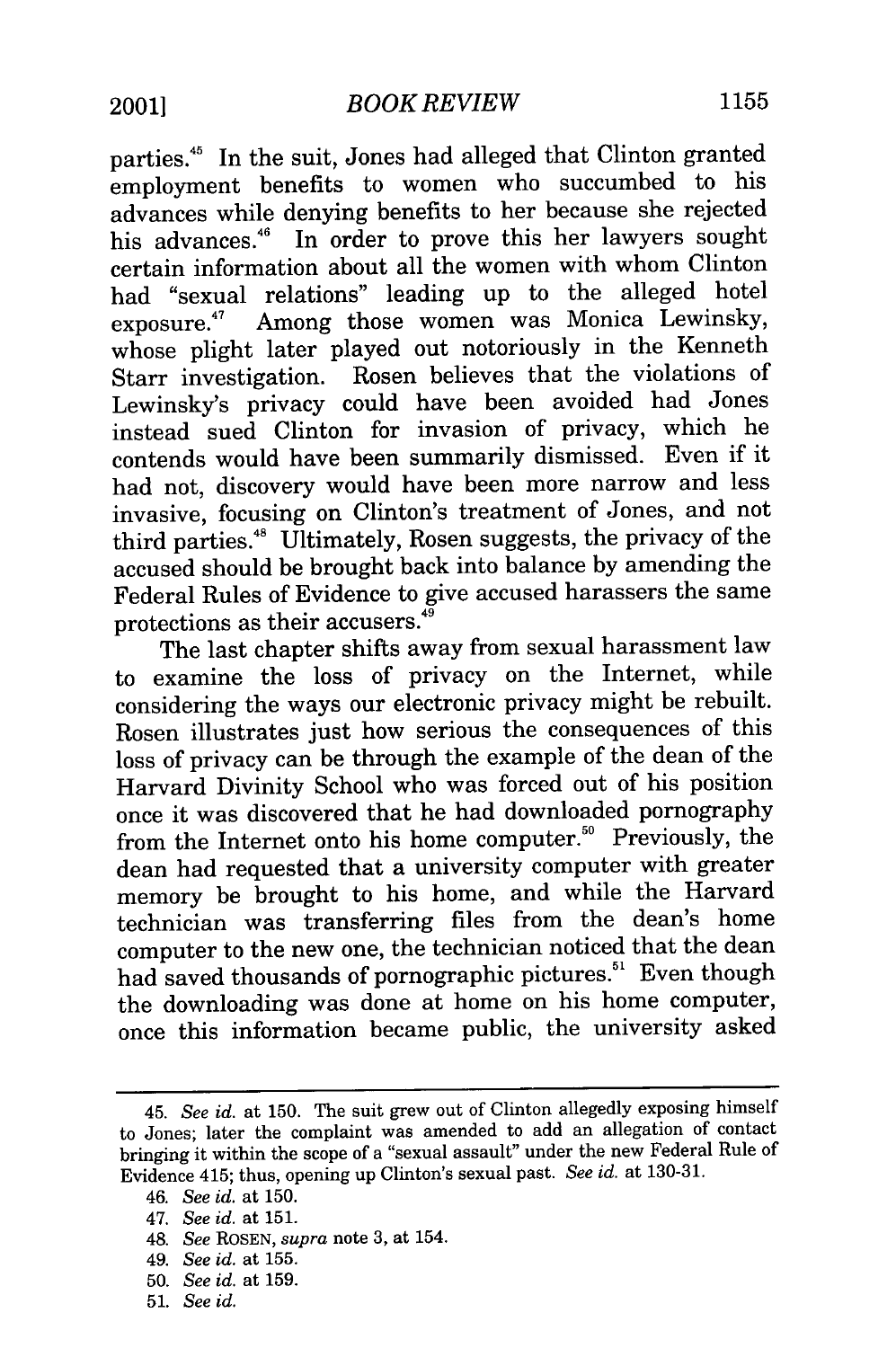parties.[45] In the suit, Jones had alleged that Clinton granted employment benefits to women who succumbed to his advances while denying benefits to her because she rejected his advances.[46] In order to prove this her lawyers sought certain information about all the women with whom Clinton had "sexual relations" leading up to the alleged hotel exposure.[47] Among those women was Monica Lewinsky, whose plight later played out notoriously in the Kenneth Starr investigation. Rosen believes that the violations of Lewinsky's privacy could have been avoided had Jones instead sued Clinton for invasion of privacy, which he contends would have been summarily dismissed. Even if it had not, discovery would have been more narrow and less invasive, focusing on Clinton's treatment of Jones, and not third parties.[48] Ultimately, Rosen suggests, the privacy of the accused should be brought back into balance by amending the Federal Rules of Evidence to give accused harassers the same protections as their accusers.[49]

The last chapter shifts away from sexual harassment law to examine the loss of privacy on the Internet, while considering the ways our electronic privacy might be rebuilt. Rosen illustrates just how serious the consequences of this loss of privacy can be through the example of the dean of the Harvard Divinity School who was forced out of his position once it was discovered that he had downloaded pornography from the Internet onto his home computer.[50] Previously, the dean had requested that a university computer with greater memory be brought to his home, and while the Harvard technician was transferring files from the dean's home computer to the new one, the technician noticed that the dean had saved thousands of pornographic pictures.[51] Even though the downloading was done at home on his home computer, once this information became public, the university asked

---

45. *See id.* at 150. The suit grew out of Clinton allegedly exposing himself to Jones; later the complaint was amended to add an allegation of contact bringing it within the scope of a "sexual assault" under the new Federal Rule of Evidence 415; thus, opening up Clinton's sexual past. *See id.* at 130-31.

46. *See id.* at 150.

47. *See id.* at 151.

48. *See* ROSEN, *supra* note 3, at 154.

49. *See id.* at 155.

50. *See id.* at 159.

51. *See id.*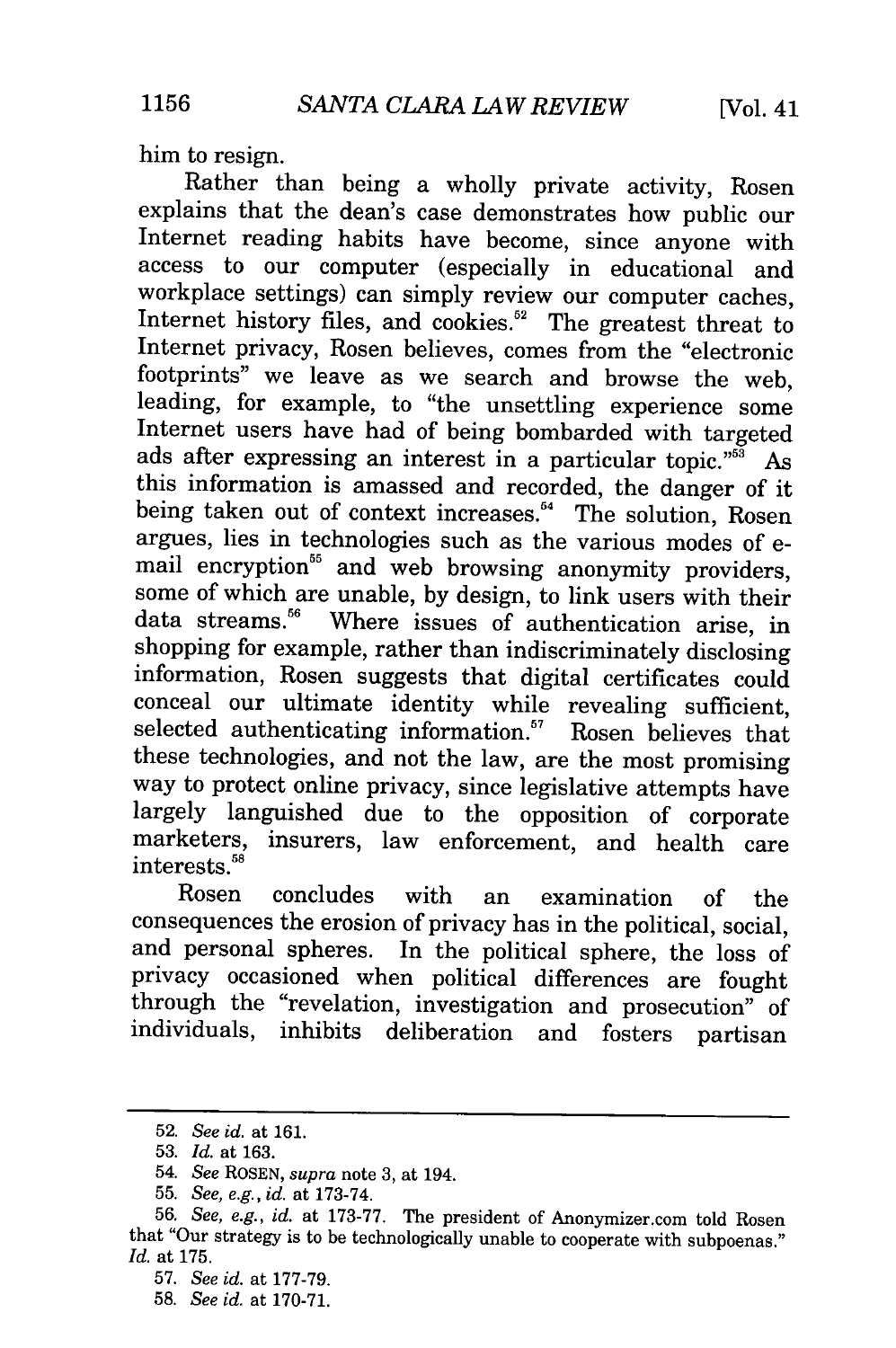him to resign.

Rather than being a wholly private activity, Rosen explains that the dean's case demonstrates how public our Internet reading habits have become, since anyone with access to our computer (especially in educational and workplace settings) can simply review our computer caches, Internet history files, and cookies.[52] The greatest threat to Internet privacy, Rosen believes, comes from the "electronic footprints" we leave as we search and browse the web, leading, for example, to "the unsettling experience some Internet users have had of being bombarded with targeted ads after expressing an interest in a particular topic."[53] As this information is amassed and recorded, the danger of it being taken out of context increases.[54] The solution, Rosen argues, lies in technologies such as the various modes of e-mail encryption[55] and web browsing anonymity providers, some of which are unable, by design, to link users with their data streams.[56] Where issues of authentication arise, in shopping for example, rather than indiscriminately disclosing information, Rosen suggests that digital certificates could conceal our ultimate identity while revealing sufficient, selected authenticating information.[57] Rosen believes that these technologies, and not the law, are the most promising way to protect online privacy, since legislative attempts have largely languished due to the opposition of corporate marketers, insurers, law enforcement, and health care interests.[58]

Rosen concludes with an examination of the consequences the erosion of privacy has in the political, social, and personal spheres. In the political sphere, the loss of privacy occasioned when political differences are fought through the "revelation, investigation and prosecution" of individuals, inhibits deliberation and fosters partisan

---

52. *See id.* at 161.

53. *Id.* at 163.

54. *See* ROSEN, *supra* note 3, at 194.

55. *See, e.g., id.* at 173-74.

56. *See, e.g., id.* at 173-77. The president of Anonymizer.com told Rosen that "Our strategy is to be technologically unable to cooperate with subpoenas." *Id.* at 175.

57. *See id.* at 177-79.

58. *See id.* at 170-71.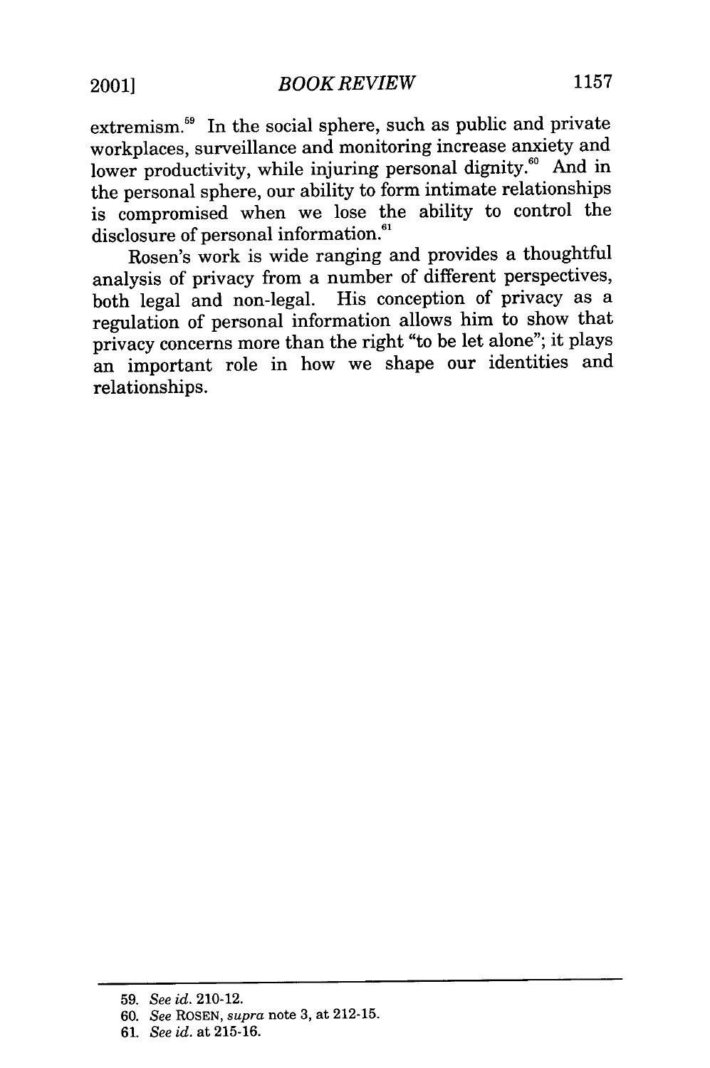extremism.[59] In the social sphere, such as public and private workplaces, surveillance and monitoring increase anxiety and lower productivity, while injuring personal dignity.[60] And in the personal sphere, our ability to form intimate relationships is compromised when we lose the ability to control the disclosure of personal information.[61]

Rosen's work is wide ranging and provides a thoughtful analysis of privacy from a number of different perspectives, both legal and non-legal. His conception of privacy as a regulation of personal information allows him to show that privacy concerns more than the right "to be let alone"; it plays an important role in how we shape our identities and relationships.

---

59. *See id.* 210-12.

60. *See* ROSEN, *supra* note 3, at 212-15.

61. *See id.* at 215-16.